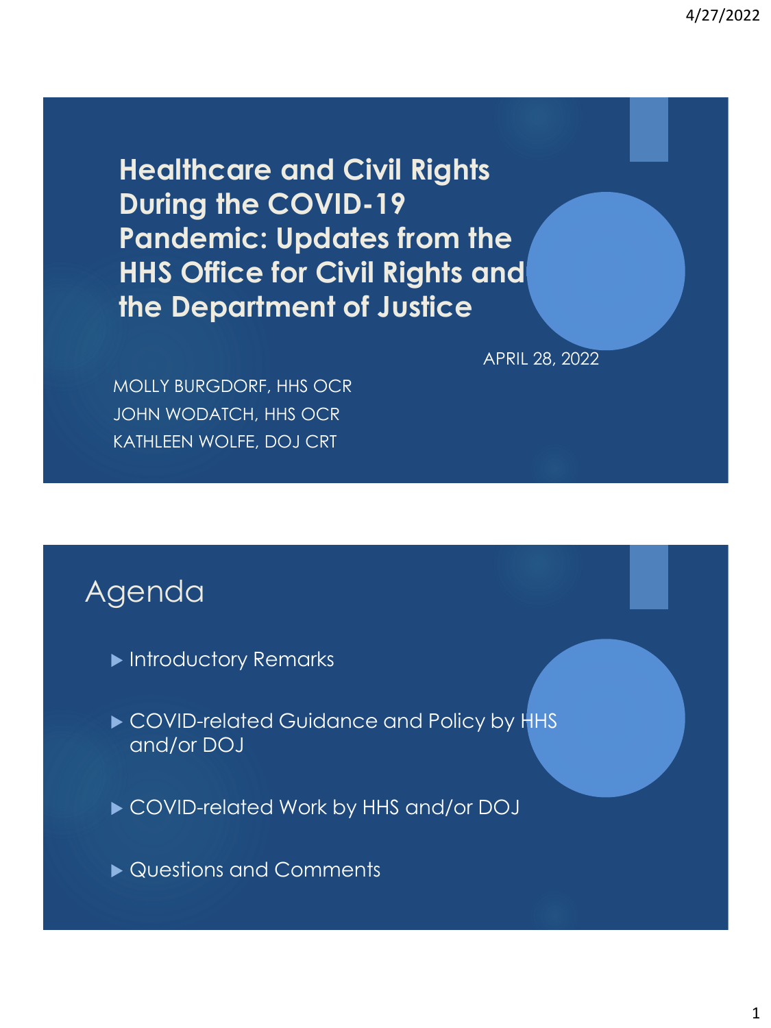# Healthcare and Civil Rights During the COVID-19 Pandemic: Updates from the HHS Office for Civil Rights and the Department of Justice

APRIL 28, 2022

MOLLY BURGDORF, HHS OCR

JOHN WODATCH, HHS OCR

KATHLEEN WOLFE, DOJ CRT

## Agenda

- Introductory Remarks
- COVID-related Guidance and Policy by HHS and/or DOJ
- COVID-related Work by HHS and/or DOJ
- Questions and Comments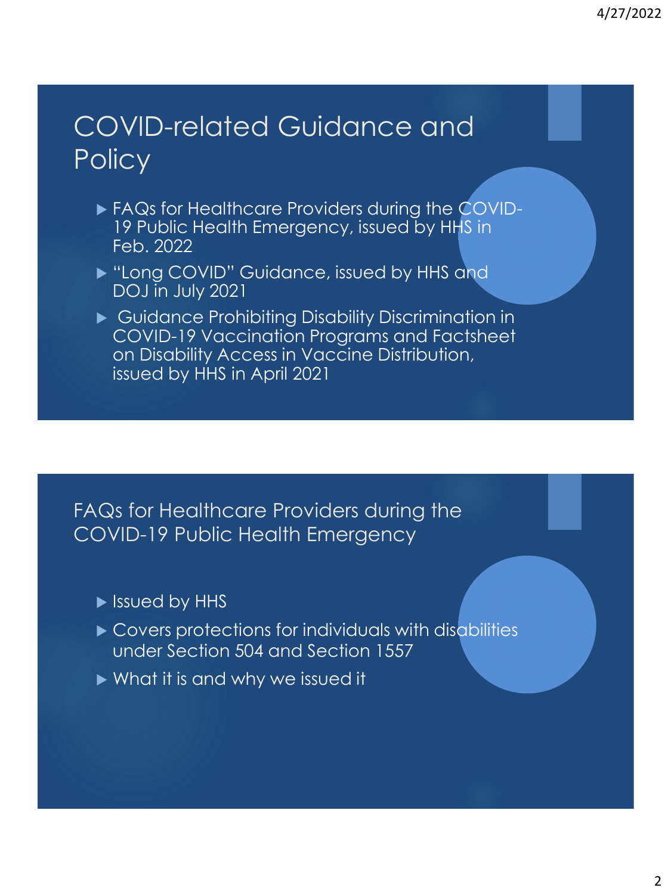## COVID-related Guidance and Policy

- FAQs for Healthcare Providers during the COVID-19 Public Health Emergency, issued by HHS in Feb. 2022
- "Long COVID" Guidance, issued by HHS and DOJ in July 2021
- Guidance Prohibiting Disability Discrimination in COVID-19 Vaccination Programs and Factsheet on Disability Access in Vaccine Distribution, issued by HHS in April 2021

## FAQs for Healthcare Providers during the COVID-19 Public Health Emergency

- Issued by HHS
- Covers protections for individuals with disabilities under Section 504 and Section 1557
- What it is and why we issued it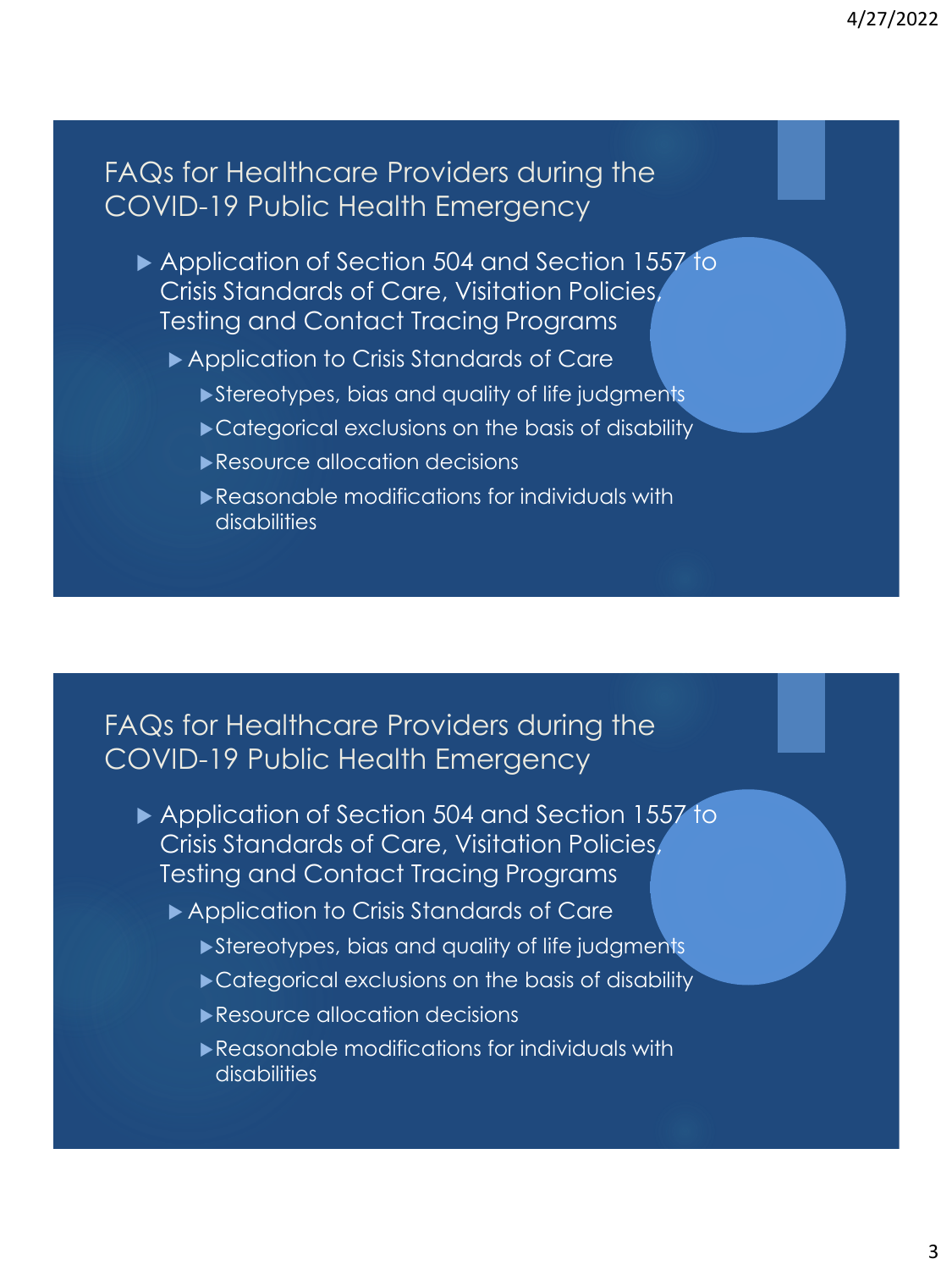## FAQs for Healthcare Providers during the COVID-19 Public Health Emergency

- Application of Section 504 and Section 1557 to Crisis Standards of Care, Visitation Policies, Testing and Contact Tracing Programs
  - Application to Crisis Standards of Care
    - Stereotypes, bias and quality of life judgments
    - Categorical exclusions on the basis of disability
    - Resource allocation decisions
    - Reasonable modifications for individuals with disabilities

## FAQs for Healthcare Providers during the COVID-19 Public Health Emergency

- Application of Section 504 and Section 1557 to Crisis Standards of Care, Visitation Policies, Testing and Contact Tracing Programs
  - Application to Crisis Standards of Care
    - Stereotypes, bias and quality of life judgments
    - Categorical exclusions on the basis of disability
    - Resource allocation decisions
    - Reasonable modifications for individuals with disabilities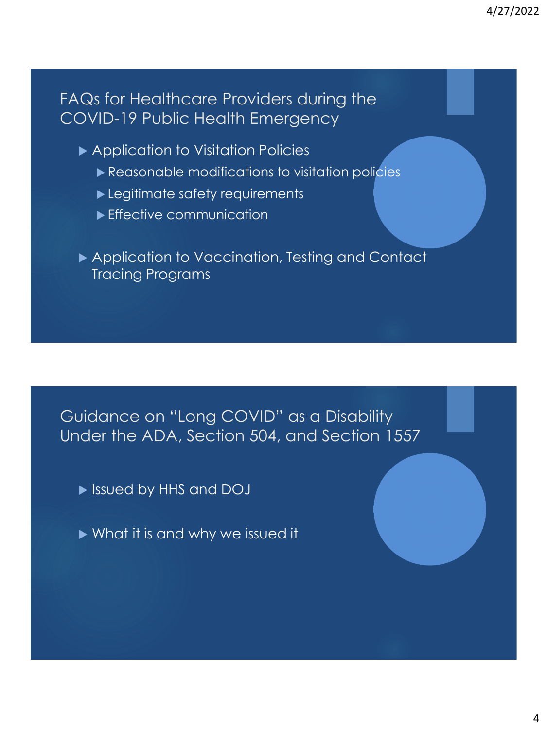## FAQs for Healthcare Providers during the COVID-19 Public Health Emergency

- Application to Visitation Policies
  - Reasonable modifications to visitation policies
  - Legitimate safety requirements
  - Effective communication
- Application to Vaccination, Testing and Contact Tracing Programs

## Guidance on "Long COVID" as a Disability Under the ADA, Section 504, and Section 1557

- Issued by HHS and DOJ
- What it is and why we issued it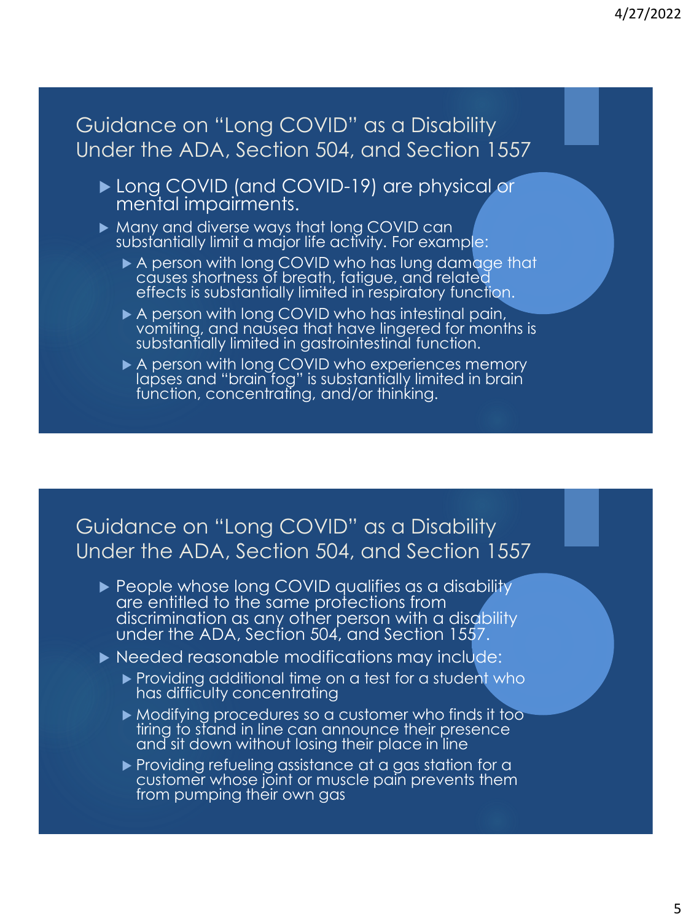## Guidance on "Long COVID" as a Disability Under the ADA, Section 504, and Section 1557

- Long COVID (and COVID-19) are physical or mental impairments.
- Many and diverse ways that long COVID can substantially limit a major life activity. For example:
  - A person with long COVID who has lung damage that causes shortness of breath, fatigue, and related effects is substantially limited in respiratory function.
  - A person with long COVID who has intestinal pain, vomiting, and nausea that have lingered for months is substantially limited in gastrointestinal function.
  - A person with long COVID who experiences memory lapses and "brain fog" is substantially limited in brain function, concentrating, and/or thinking.

## Guidance on "Long COVID" as a Disability Under the ADA, Section 504, and Section 1557

- People whose long COVID qualifies as a disability are entitled to the same protections from discrimination as any other person with a disability under the ADA, Section 504, and Section 1557.
- Needed reasonable modifications may include:
  - Providing additional time on a test for a student who has difficulty concentrating
  - Modifying procedures so a customer who finds it too tiring to stand in line can announce their presence and sit down without losing their place in line
  - Providing refueling assistance at a gas station for a customer whose joint or muscle pain prevents them from pumping their own gas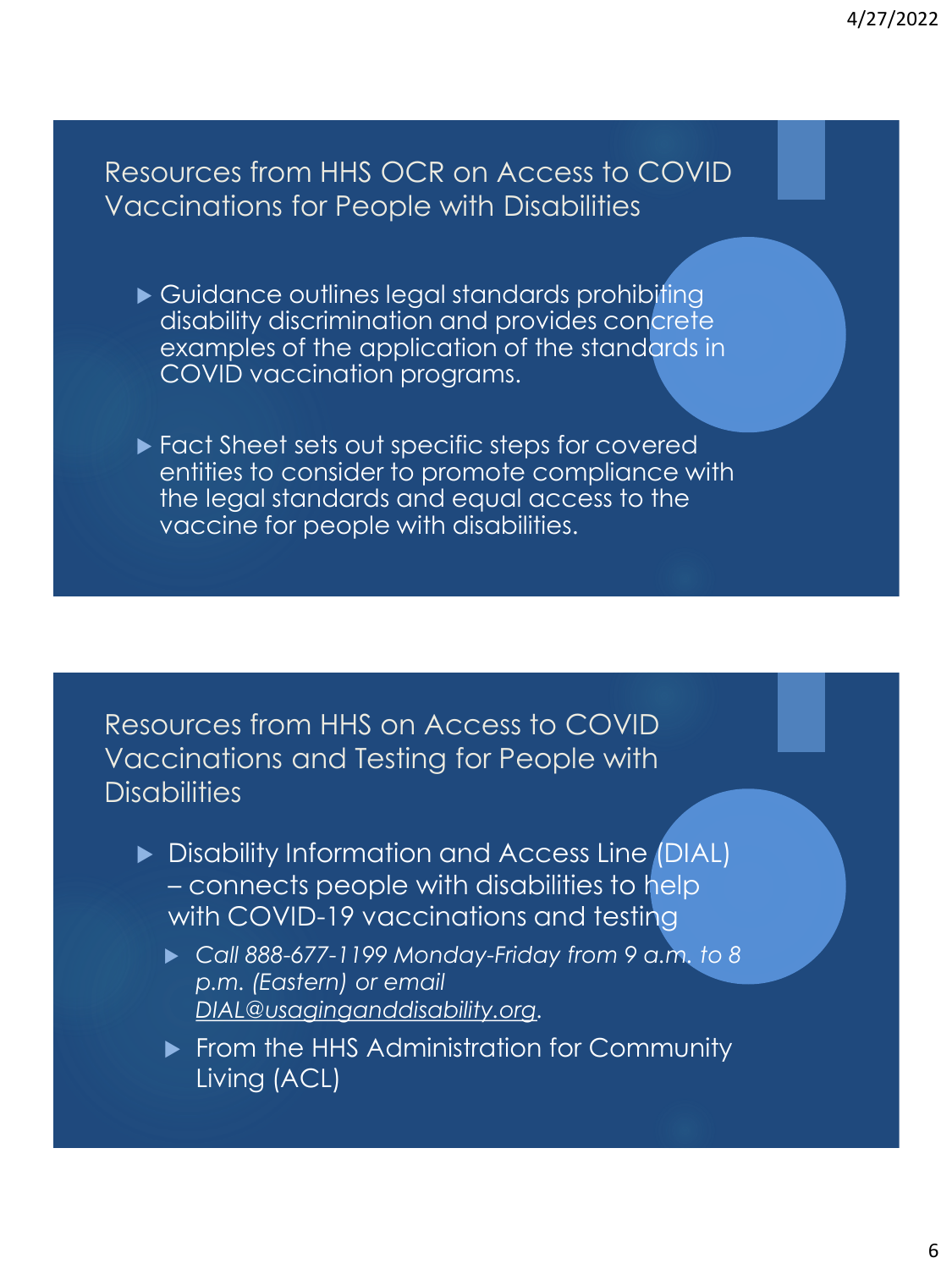## Resources from HHS OCR on Access to COVID Vaccinations for People with Disabilities

- Guidance outlines legal standards prohibiting disability discrimination and provides concrete examples of the application of the standards in COVID vaccination programs.
- Fact Sheet sets out specific steps for covered entities to consider to promote compliance with the legal standards and equal access to the vaccine for people with disabilities.

## Resources from HHS on Access to COVID Vaccinations and Testing for People with Disabilities

- Disability Information and Access Line (DIAL) – connects people with disabilities to help with COVID-19 vaccinations and testing
  - *Call 888-677-1199 Monday-Friday from 9 a.m. to 8 p.m. (Eastern) or email DIAL@usaginganddisability.org.*
  - From the HHS Administration for Community Living (ACL)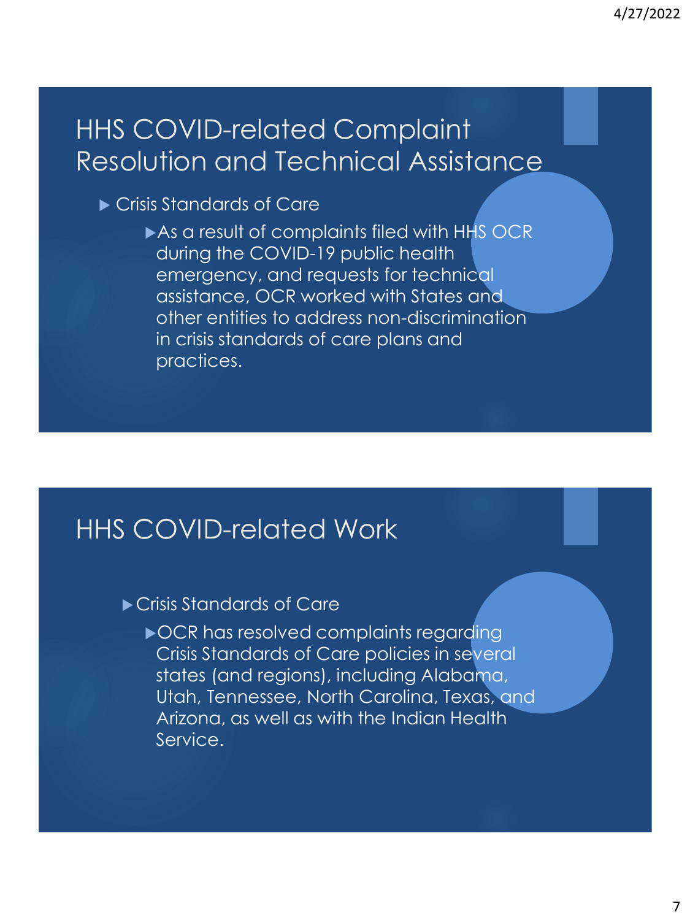## HHS COVID-related Complaint Resolution and Technical Assistance

- Crisis Standards of Care
  - As a result of complaints filed with HHS OCR during the COVID-19 public health emergency, and requests for technical assistance, OCR worked with States and other entities to address non-discrimination in crisis standards of care plans and practices.

## HHS COVID-related Work

- Crisis Standards of Care
  - OCR has resolved complaints regarding Crisis Standards of Care policies in several states (and regions), including Alabama, Utah, Tennessee, North Carolina, Texas, and Arizona, as well as with the Indian Health Service.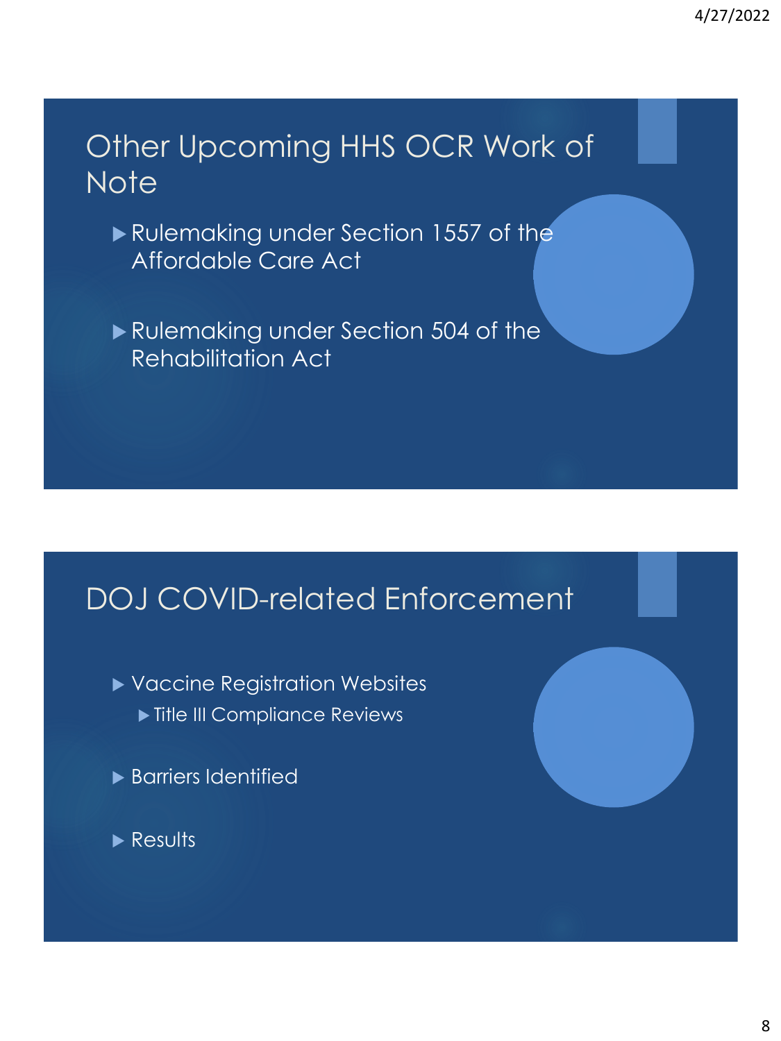## Other Upcoming HHS OCR Work of Note

- Rulemaking under Section 1557 of the Affordable Care Act
- Rulemaking under Section 504 of the Rehabilitation Act

## DOJ COVID-related Enforcement

- Vaccine Registration Websites
  - Title III Compliance Reviews
- Barriers Identified
- Results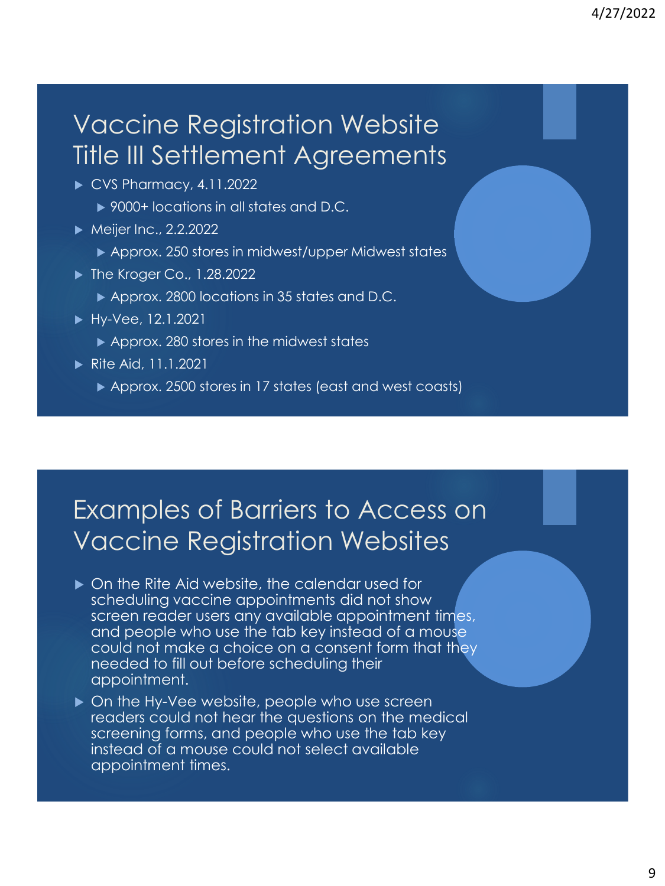## Vaccine Registration Website Title III Settlement Agreements

- CVS Pharmacy, 4.11.2022
  - 9000+ locations in all states and D.C.
- Meijer Inc., 2.2.2022
  - Approx. 250 stores in midwest/upper Midwest states
- The Kroger Co., 1.28.2022
  - Approx. 2800 locations in 35 states and D.C.
- Hy-Vee, 12.1.2021
  - Approx. 280 stores in the midwest states
- Rite Aid, 11.1.2021
  - Approx. 2500 stores in 17 states (east and west coasts)

## Examples of Barriers to Access on Vaccine Registration Websites

- On the Rite Aid website, the calendar used for scheduling vaccine appointments did not show screen reader users any available appointment times, and people who use the tab key instead of a mouse could not make a choice on a consent form that they needed to fill out before scheduling their appointment.
- On the Hy-Vee website, people who use screen readers could not hear the questions on the medical screening forms, and people who use the tab key instead of a mouse could not select available appointment times.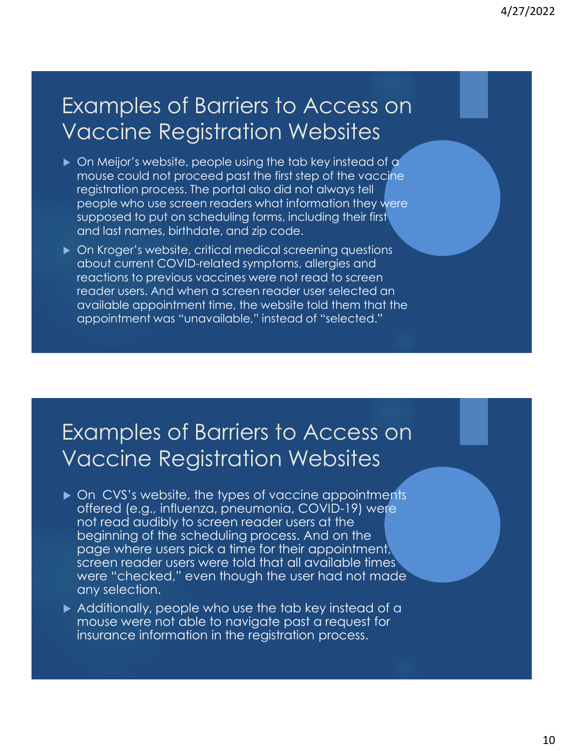## Examples of Barriers to Access on Vaccine Registration Websites

- On Meijor's website, people using the tab key instead of a mouse could not proceed past the first step of the vaccine registration process. The portal also did not always tell people who use screen readers what information they were supposed to put on scheduling forms, including their first and last names, birthdate, and zip code.
- On Kroger's website, critical medical screening questions about current COVID-related symptoms, allergies and reactions to previous vaccines were not read to screen reader users. And when a screen reader user selected an available appointment time, the website told them that the appointment was "unavailable," instead of "selected."

## Examples of Barriers to Access on Vaccine Registration Websites

- On CVS's website, the types of vaccine appointments offered (e.g., influenza, pneumonia, COVID-19) were not read audibly to screen reader users at the beginning of the scheduling process. And on the page where users pick a time for their appointment, screen reader users were told that all available times were "checked," even though the user had not made any selection.
- Additionally, people who use the tab key instead of a mouse were not able to navigate past a request for insurance information in the registration process.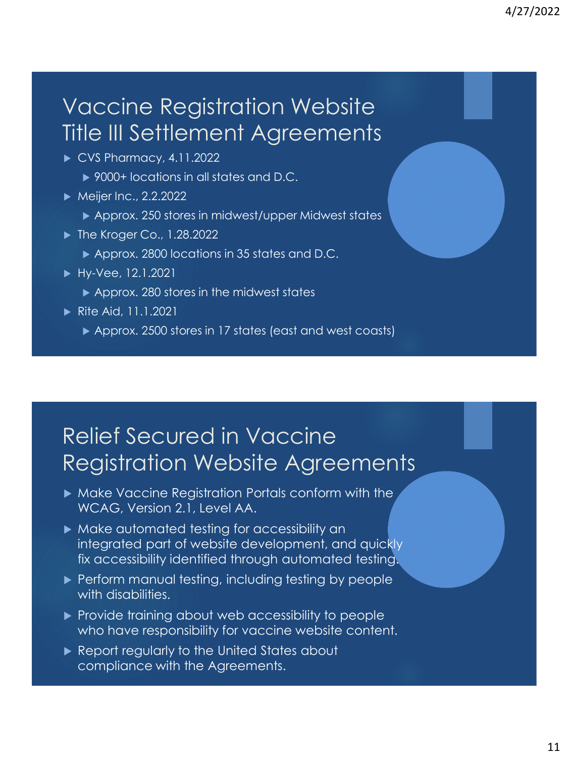# Vaccine Registration Website Title III Settlement Agreements

- CVS Pharmacy, 4.11.2022
  - 9000+ locations in all states and D.C.
- Meijer Inc., 2.2.2022
  - Approx. 250 stores in midwest/upper Midwest states
- The Kroger Co., 1.28.2022
  - Approx. 2800 locations in 35 states and D.C.
- Hy-Vee, 12.1.2021
  - Approx. 280 stores in the midwest states
- Rite Aid, 11.1.2021
  - Approx. 2500 stores in 17 states (east and west coasts)

# Relief Secured in Vaccine Registration Website Agreements

- Make Vaccine Registration Portals conform with the WCAG, Version 2.1, Level AA.
- Make automated testing for accessibility an integrated part of website development, and quickly fix accessibility identified through automated testing.
- Perform manual testing, including testing by people with disabilities.
- Provide training about web accessibility to people who have responsibility for vaccine website content.
- Report regularly to the United States about compliance with the Agreements.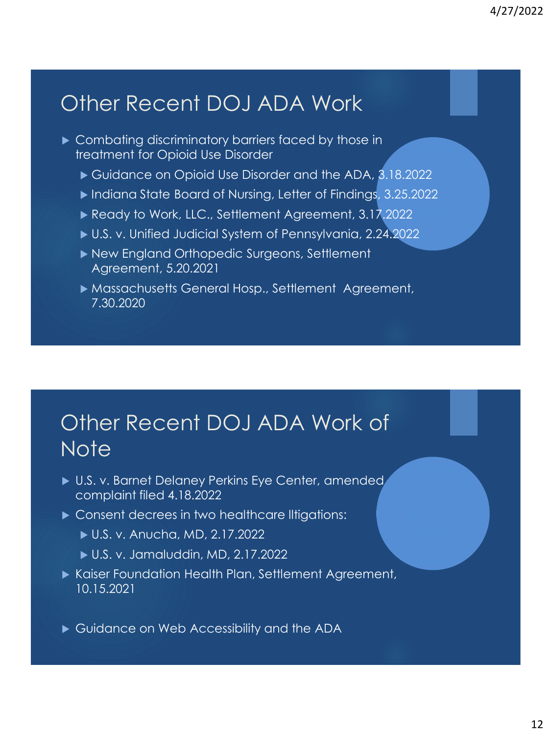## Other Recent DOJ ADA Work

- Combating discriminatory barriers faced by those in treatment for Opioid Use Disorder
  - Guidance on Opioid Use Disorder and the ADA, 3.18.2022
  - Indiana State Board of Nursing, Letter of Findings, 3.25.2022
  - Ready to Work, LLC., Settlement Agreement, 3.17.2022
  - U.S. v. Unified Judicial System of Pennsylvania, 2.24.2022
  - New England Orthopedic Surgeons, Settlement Agreement, 5.20.2021
  - Massachusetts General Hosp., Settlement Agreement, 7.30.2020

## Other Recent DOJ ADA Work of Note

- U.S. v. Barnet Delaney Perkins Eye Center, amended complaint filed 4.18.2022
- Consent decrees in two healthcare litigations:
  - U.S. v. Anucha, MD, 2.17.2022
  - U.S. v. Jamaluddin, MD, 2.17.2022
- Kaiser Foundation Health Plan, Settlement Agreement, 10.15.2021
- Guidance on Web Accessibility and the ADA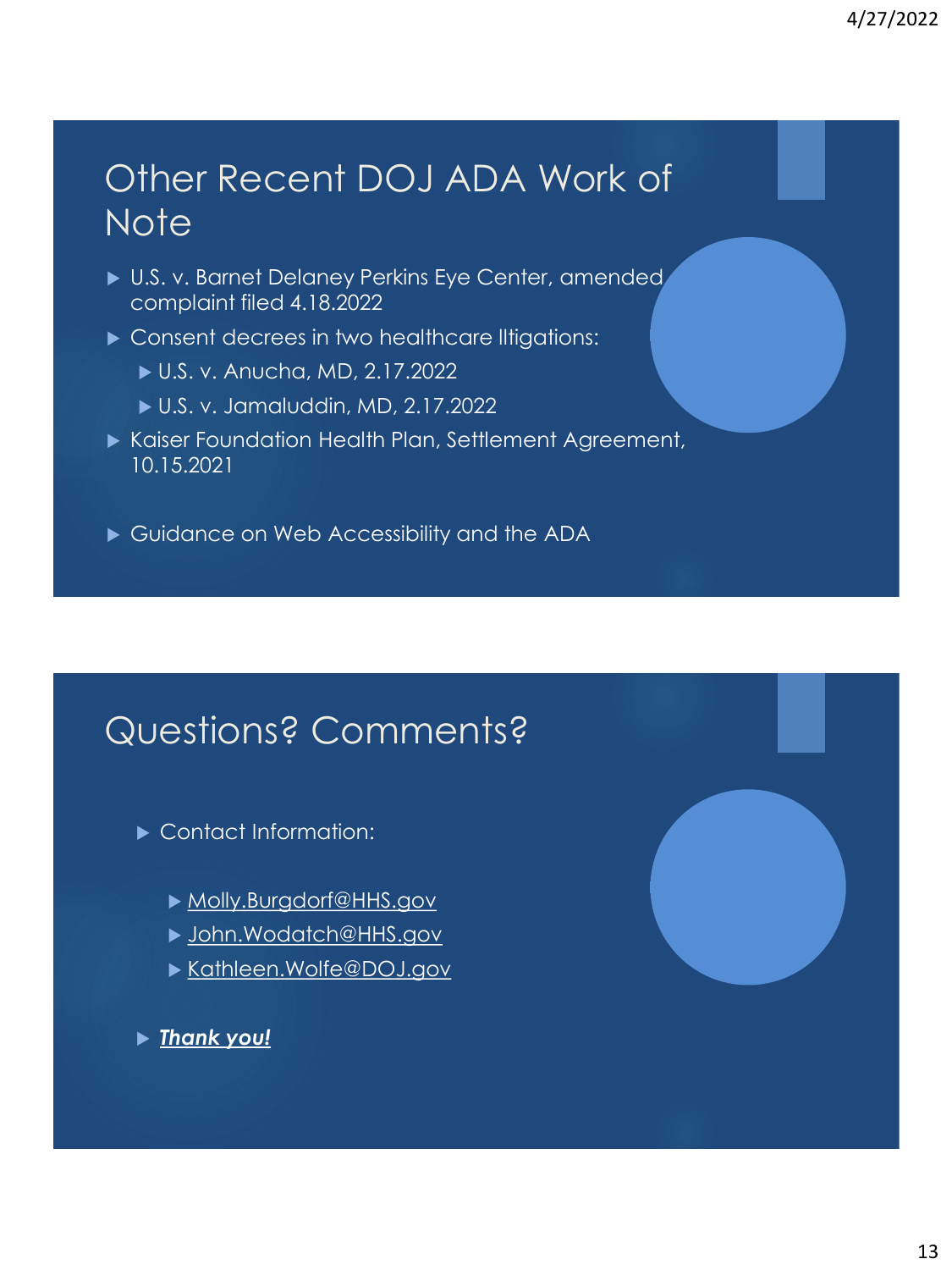## Other Recent DOJ ADA Work of Note

- U.S. v. Barnet Delaney Perkins Eye Center, amended complaint filed 4.18.2022
- Consent decrees in two healthcare lItigations:
  - U.S. v. Anucha, MD, 2.17.2022
  - U.S. v. Jamaluddin, MD, 2.17.2022
- Kaiser Foundation Health Plan, Settlement Agreement, 10.15.2021
- Guidance on Web Accessibility and the ADA

## Questions? Comments?

- Contact Information:
  - Molly.Burgdorf@HHS.gov
  - John.Wodatch@HHS.gov
  - Kathleen.Wolfe@DOJ.gov
- ***Thank you!***